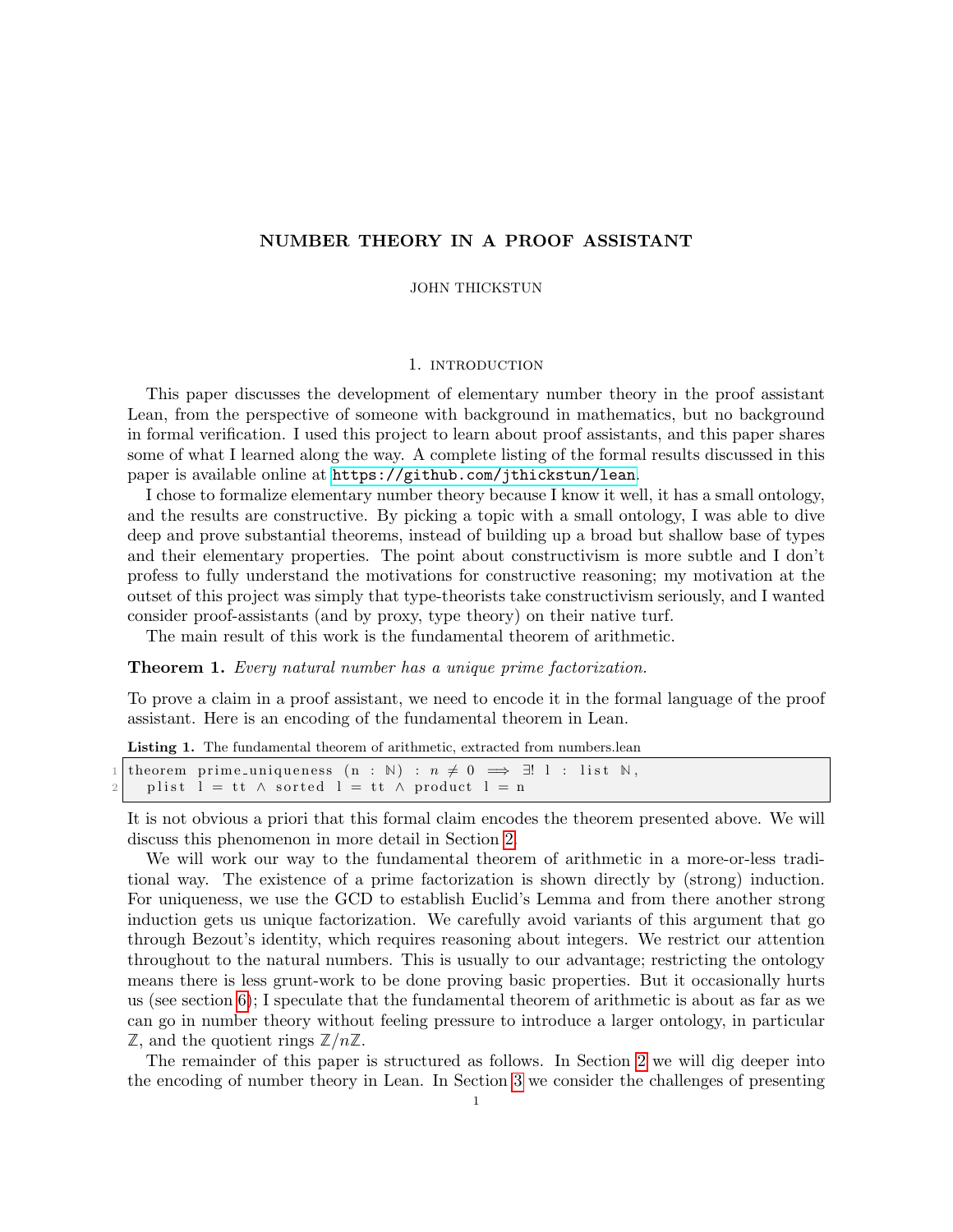# NUMBER THEORY IN A PROOF ASSISTANT

JOHN THICKSTUN

## 1. Introduction

This paper discusses the development of elementary number theory in the proof assistant Lean, from the perspective of someone with background in mathematics, but no background in formal verification. I used this project to learn about proof assistants, and this paper shares some of what I learned along the way. A complete listing of the formal results discussed in this paper is available online at https://github.com/jthickstun/lean.

I chose to formalize elementary number theory because I know it well, it has a small ontology, and the results are constructive. By picking a topic with a small ontology, I was able to dive deep and prove substantial theorems, instead of building up a broad but shallow base of types and their elementary properties. The point about constructivism is more subtle and I don't profess to fully understand the motivations for constructive reasoning; my motivation at the outset of this project was simply that type-theorists take constructivism seriously, and I wanted consider proof-assistants (and by proxy, type theory) on their native turf.

The main result of this work is the fundamental theorem of arithmetic.

**Theorem 1.** *Every natural number has a unique prime factorization.*

To prove a claim in a proof assistant, we need to encode it in the formal language of the proof assistant. Here is an encoding of the fundamental theorem in Lean.

**Listing 1.** The fundamental theorem of arithmetic, extracted from numbers.lean

```
theorem prime_uniqueness (n : ℕ) : n ≠ 0 ⟹ ∃! l : list ℕ,
  plist l = tt ∧ sorted l = tt ∧ product l = n
```

It is not obvious a priori that this formal claim encodes the theorem presented above. We will discuss this phenomenon in more detail in Section 2.

We will work our way to the fundamental theorem of arithmetic in a more-or-less traditional way. The existence of a prime factorization is shown directly by (strong) induction. For uniqueness, we use the GCD to establish Euclid's Lemma and from there another strong induction gets us unique factorization. We carefully avoid variants of this argument that go through Bezout's identity, which requires reasoning about integers. We restrict our attention throughout to the natural numbers. This is usually to our advantage; restricting the ontology means there is less grunt-work to be done proving basic properties. But it occasionally hurts us (see section 6); I speculate that the fundamental theorem of arithmetic is about as far as we can go in number theory without feeling pressure to introduce a larger ontology, in particular $\mathbb{Z}$, and the quotient rings $\mathbb{Z}/n\mathbb{Z}$.

The remainder of this paper is structured as follows. In Section 2 we will dig deeper into the encoding of number theory in Lean. In Section 3 we consider the challenges of presenting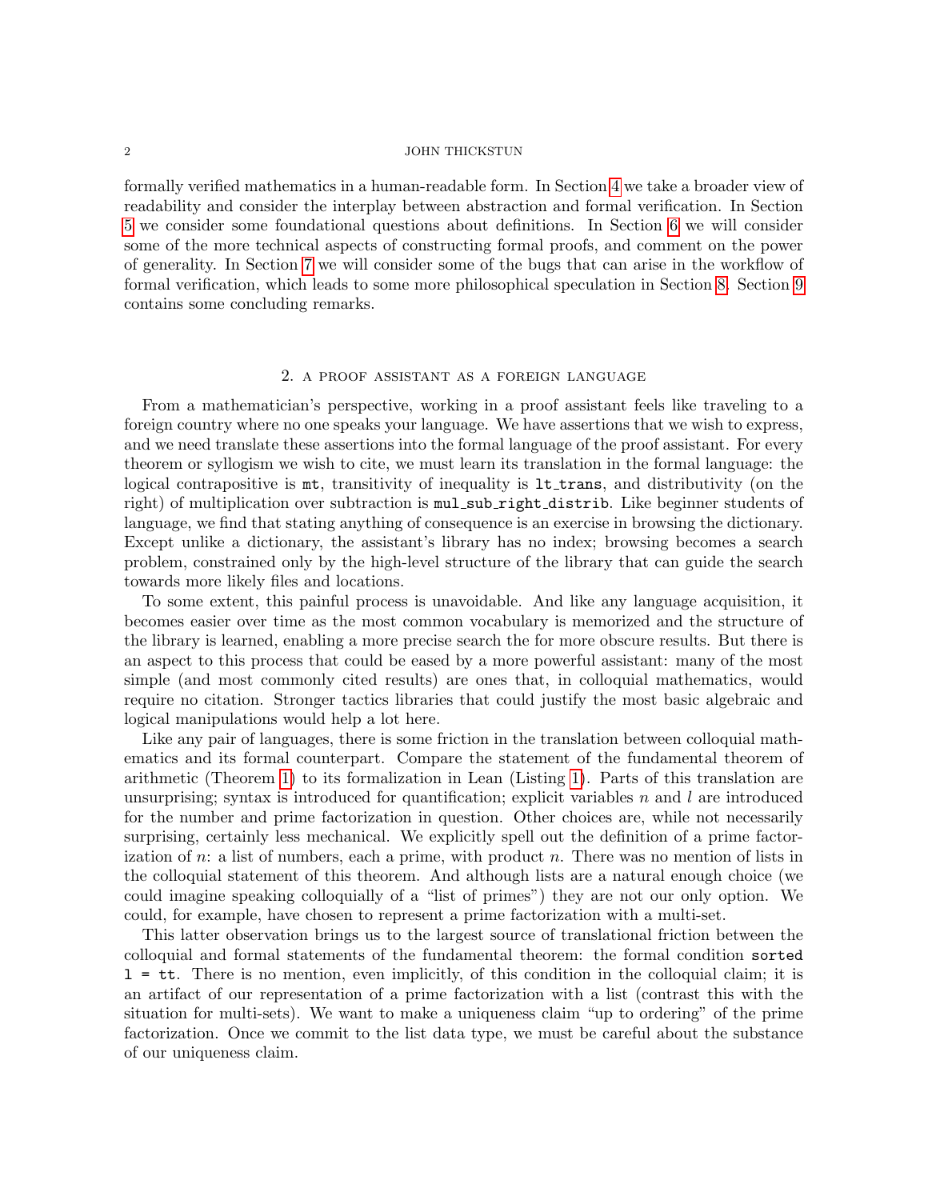formally verified mathematics in a human-readable form. In Section 4 we take a broader view of readability and consider the interplay between abstraction and formal verification. In Section 5 we consider some foundational questions about definitions. In Section 6 we will consider some of the more technical aspects of constructing formal proofs, and comment on the power of generality. In Section 7 we will consider some of the bugs that can arise in the workflow of formal verification, which leads to some more philosophical speculation in Section 8. Section 9 contains some concluding remarks.

## 2. A proof assistant as a foreign language

From a mathematician's perspective, working in a proof assistant feels like traveling to a foreign country where no one speaks your language. We have assertions that we wish to express, and we need translate these assertions into the formal language of the proof assistant. For every theorem or syllogism we wish to cite, we must learn its translation in the formal language: the logical contrapositive is `mt`, transitivity of inequality is `lt_trans`, and distributivity (on the right) of multiplication over subtraction is `mul_sub_right_distrib`. Like beginner students of language, we find that stating anything of consequence is an exercise in browsing the dictionary. Except unlike a dictionary, the assistant's library has no index; browsing becomes a search problem, constrained only by the high-level structure of the library that can guide the search towards more likely files and locations.

To some extent, this painful process is unavoidable. And like any language acquisition, it becomes easier over time as the most common vocabulary is memorized and the structure of the library is learned, enabling a more precise search the for more obscure results. But there is an aspect to this process that could be eased by a more powerful assistant: many of the most simple (and most commonly cited results) are ones that, in colloquial mathematics, would require no citation. Stronger tactics libraries that could justify the most basic algebraic and logical manipulations would help a lot here.

Like any pair of languages, there is some friction in the translation between colloquial mathematics and its formal counterpart. Compare the statement of the fundamental theorem of arithmetic (Theorem 1) to its formalization in Lean (Listing 1). Parts of this translation are unsurprising; syntax is introduced for quantification; explicit variables $n$ and $l$ are introduced for the number and prime factorization in question. Other choices are, while not necessarily surprising, certainly less mechanical. We explicitly spell out the definition of a prime factorization of $n$: a list of numbers, each a prime, with product $n$. There was no mention of lists in the colloquial statement of this theorem. And although lists are a natural enough choice (we could imagine speaking colloquially of a "list of primes") they are not our only option. We could, for example, have chosen to represent a prime factorization with a multi-set.

This latter observation brings us to the largest source of translational friction between the colloquial and formal statements of the fundamental theorem: the formal condition `sorted l = tt`. There is no mention, even implicitly, of this condition in the colloquial claim; it is an artifact of our representation of a prime factorization with a list (contrast this with the situation for multi-sets). We want to make a uniqueness claim "up to ordering" of the prime factorization. Once we commit to the list data type, we must be careful about the substance of our uniqueness claim.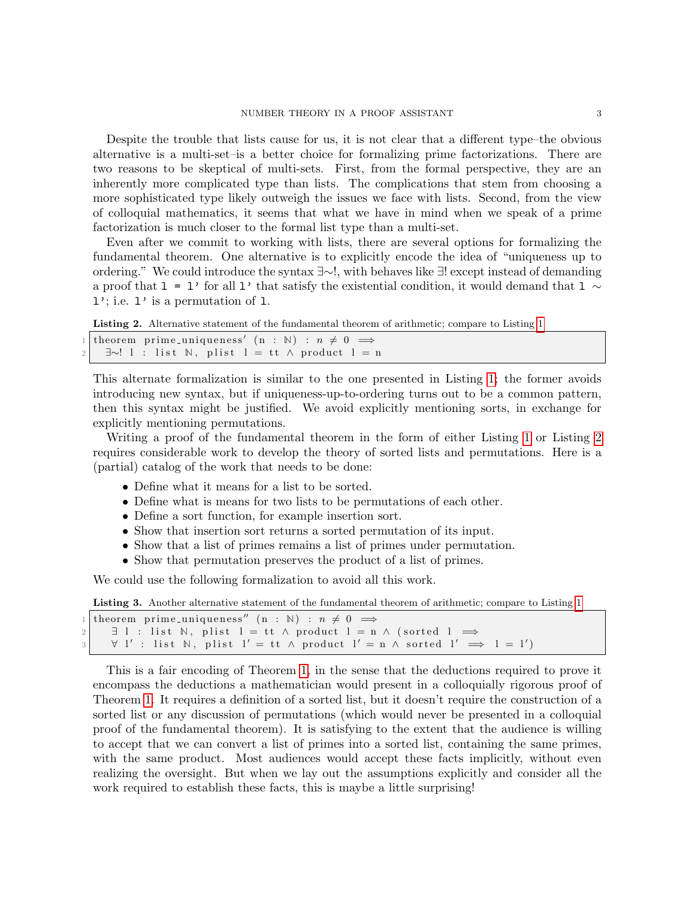Despite the trouble that lists cause for us, it is not clear that a different type–the obvious alternative is a multi-set–is a better choice for formalizing prime factorizations. There are two reasons to be skeptical of multi-sets. First, from the formal perspective, they are an inherently more complicated type than lists. The complications that stem from choosing a more sophisticated type likely outweigh the issues we face with lists. Second, from the view of colloquial mathematics, it seems that what we have in mind when we speak of a prime factorization is much closer to the formal list type than a multi-set.

Even after we commit to working with lists, there are several options for formalizing the fundamental theorem. One alternative is to explicitly encode the idea of "uniqueness up to ordering." We could introduce the syntax ∃∼!, with behaves like ∃! except instead of demanding a proof that `l = l'` for all `l'` that satisfy the existential condition, it would demand that `l` ∼ `l'`; i.e. `l'` is a permutation of `l`.

**Listing 2.** Alternative statement of the fundamental theorem of arithmetic; compare to Listing 1

```
theorem prime_uniqueness' (n : ℕ) : n ≠ 0 ⟹
  ∃∼! l : list ℕ, plist l = tt ∧ product l = n
```

This alternate formalization is similar to the one presented in Listing 1; the former avoids introducing new syntax, but if uniqueness-up-to-ordering turns out to be a common pattern, then this syntax might be justified. We avoid explicitly mentioning sorts, in exchange for explicitly mentioning permutations.

Writing a proof of the fundamental theorem in the form of either Listing 1 or Listing 2 requires considerable work to develop the theory of sorted lists and permutations. Here is a (partial) catalog of the work that needs to be done:

- Define what it means for a list to be sorted.
- Define what is means for two lists to be permutations of each other.
- Define a sort function, for example insertion sort.
- Show that insertion sort returns a sorted permutation of its input.
- Show that a list of primes remains a list of primes under permutation.
- Show that permutation preserves the product of a list of primes.

We could use the following formalization to avoid all this work.

**Listing 3.** Another alternative statement of the fundamental theorem of arithmetic; compare to Listing 1

```
theorem prime_uniqueness'' (n : ℕ) : n ≠ 0 ⟹
   ∃ l : list ℕ, plist l = tt ∧ product l = n ∧ (sorted l ⟹
   ∀ l' : list ℕ, plist l' = tt ∧ product l' = n ∧ sorted l' ⟹ l = l')
```

This is a fair encoding of Theorem 1, in the sense that the deductions required to prove it encompass the deductions a mathematician would present in a colloquially rigorous proof of Theorem 1. It requires a definition of a sorted list, but it doesn't require the construction of a sorted list or any discussion of permutations (which would never be presented in a colloquial proof of the fundamental theorem). It is satisfying to the extent that the audience is willing to accept that we can convert a list of primes into a sorted list, containing the same primes, with the same product. Most audiences would accept these facts implicitly, without even realizing the oversight. But when we lay out the assumptions explicitly and consider all the work required to establish these facts, this is maybe a little surprising!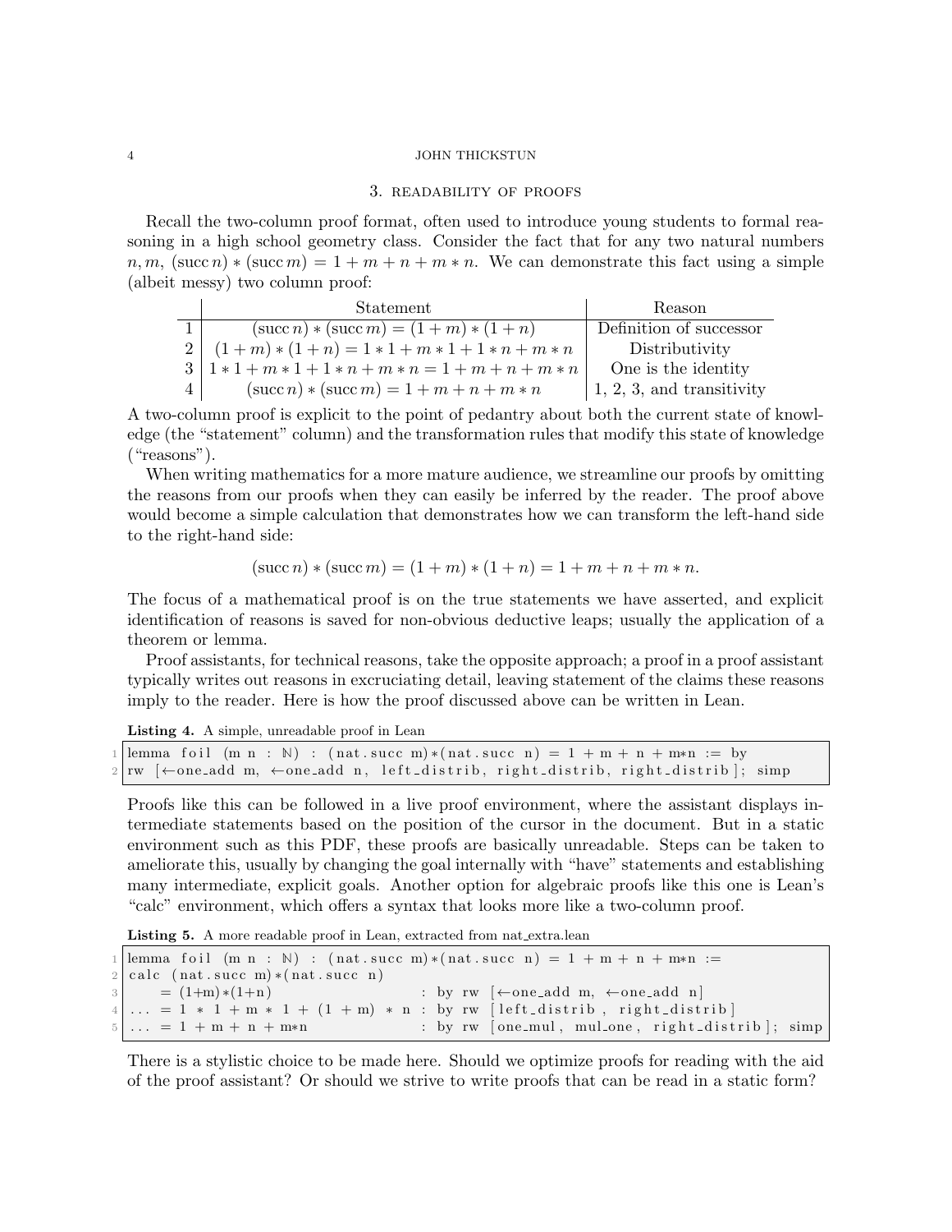## 3. Readability of proofs

Recall the two-column proof format, often used to introduce young students to formal reasoning in a high school geometry class. Consider the fact that for any two natural numbers $n, m$, $(\text{succ}\, n) * (\text{succ}\, m) = 1 + m + n + m * n$. We can demonstrate this fact using a simple (albeit messy) two column proof:

| | Statement | Reason |
|---|---|---|
| 1 | $(\text{succ}\, n) * (\text{succ}\, m) = (1 + m) * (1 + n)$ | Definition of successor |
| 2 | $(1 + m) * (1 + n) = 1 * 1 + m * 1 + 1 * n + m * n$ | Distributivity |
| 3 | $1 * 1 + m * 1 + 1 * n + m * n = 1 + m + n + m * n$ | One is the identity |
| 4 | $(\text{succ}\, n) * (\text{succ}\, m) = 1 + m + n + m * n$ | 1, 2, 3, and transitivity |

A two-column proof is explicit to the point of pedantry about both the current state of knowledge (the "statement" column) and the transformation rules that modify this state of knowledge ("reasons").

When writing mathematics for a more mature audience, we streamline our proofs by omitting the reasons from our proofs when they can easily be inferred by the reader. The proof above would become a simple calculation that demonstrates how we can transform the left-hand side to the right-hand side:

$$(\text{succ}\, n) * (\text{succ}\, m) = (1 + m) * (1 + n) = 1 + m + n + m * n.$$

The focus of a mathematical proof is on the true statements we have asserted, and explicit identification of reasons is saved for non-obvious deductive leaps; usually the application of a theorem or lemma.

Proof assistants, for technical reasons, take the opposite approach; a proof in a proof assistant typically writes out reasons in excruciating detail, leaving statement of the claims these reasons imply to the reader. Here is how the proof discussed above can be written in Lean.

**Listing 4.** A simple, unreadable proof in Lean

```
lemma foil (m n : ℕ) : (nat.succ m)*(nat.succ n) = 1 + m + n + m*n := by
rw [←one_add m, ←one_add n, left_distrib, right_distrib, right_distrib]; simp
```

Proofs like this can be followed in a live proof environment, where the assistant displays intermediate statements based on the position of the cursor in the document. But in a static environment such as this PDF, these proofs are basically unreadable. Steps can be taken to ameliorate this, usually by changing the goal internally with "have" statements and establishing many intermediate, explicit goals. Another option for algebraic proofs like this one is Lean's "calc" environment, which offers a syntax that looks more like a two-column proof.

**Listing 5.** A more readable proof in Lean, extracted from nat_extra.lean

```
lemma foil (m n : ℕ) : (nat.succ m)*(nat.succ n) = 1 + m + n + m*n :=
calc (nat.succ m)*(nat.succ n)
    = (1+m)*(1+n)                   : by rw [←one_add m, ←one_add n]
... = 1 * 1 + m * 1 + (1 + m) * n   : by rw [left_distrib, right_distrib]
... = 1 + m + n + m*n               : by rw [one_mul, mul_one, right_distrib]; simp
```

There is a stylistic choice to be made here. Should we optimize proofs for reading with the aid of the proof assistant? Or should we strive to write proofs that can be read in a static form?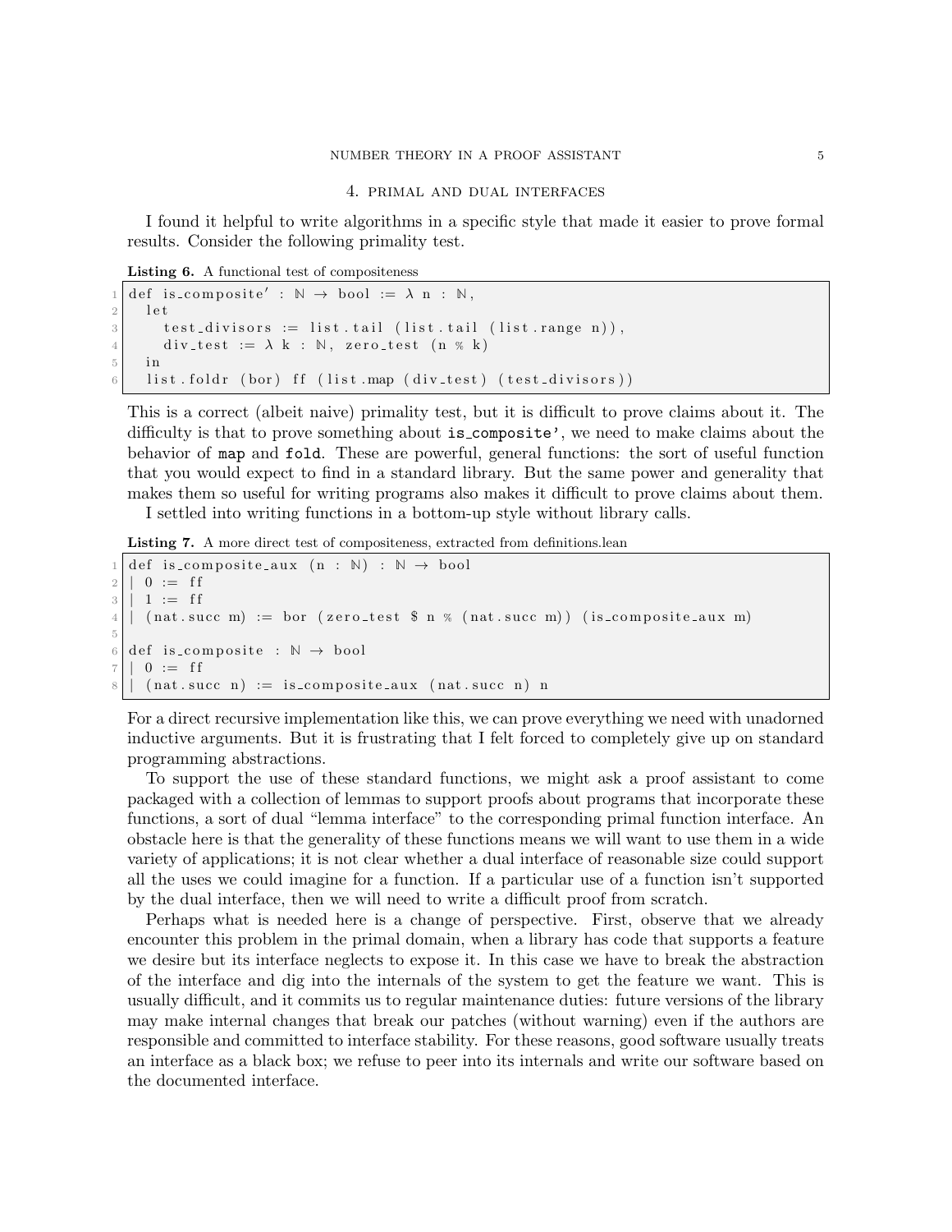## 4. Primal and dual interfaces

I found it helpful to write algorithms in a specific style that made it easier to prove formal results. Consider the following primality test.

**Listing 6.** A functional test of compositeness

```
def is_composite' : ℕ → bool := λ n : ℕ,
  let
    test_divisors := list.tail (list.tail (list.range n)),
    div_test := λ k : ℕ, zero_test (n % k)
  in
  list.foldr (bor) ff (list.map (div_test) (test_divisors))
```

This is a correct (albeit naive) primality test, but it is difficult to prove claims about it. The difficulty is that to prove something about `is_composite'`, we need to make claims about the behavior of `map` and `fold`. These are powerful, general functions: the sort of useful function that you would expect to find in a standard library. But the same power and generality that makes them so useful for writing programs also makes it difficult to prove claims about them.

I settled into writing functions in a bottom-up style without library calls.

**Listing 7.** A more direct test of compositeness, extracted from definitions.lean

```
def is_composite_aux (n : ℕ) : ℕ → bool
| 0 := ff
| 1 := ff
| (nat.succ m) := bor (zero_test $ n % (nat.succ m)) (is_composite_aux m)

def is_composite : ℕ → bool
| 0 := ff
| (nat.succ n) := is_composite_aux (nat.succ n) n
```

For a direct recursive implementation like this, we can prove everything we need with unadorned inductive arguments. But it is frustrating that I felt forced to completely give up on standard programming abstractions.

To support the use of these standard functions, we might ask a proof assistant to come packaged with a collection of lemmas to support proofs about programs that incorporate these functions, a sort of dual "lemma interface" to the corresponding primal function interface. An obstacle here is that the generality of these functions means we will want to use them in a wide variety of applications; it is not clear whether a dual interface of reasonable size could support all the uses we could imagine for a function. If a particular use of a function isn't supported by the dual interface, then we will need to write a difficult proof from scratch.

Perhaps what is needed here is a change of perspective. First, observe that we already encounter this problem in the primal domain, when a library has code that supports a feature we desire but its interface neglects to expose it. In this case we have to break the abstraction of the interface and dig into the internals of the system to get the feature we want. This is usually difficult, and it commits us to regular maintenance duties: future versions of the library may make internal changes that break our patches (without warning) even if the authors are responsible and committed to interface stability. For these reasons, good software usually treats an interface as a black box; we refuse to peer into its internals and write our software based on the documented interface.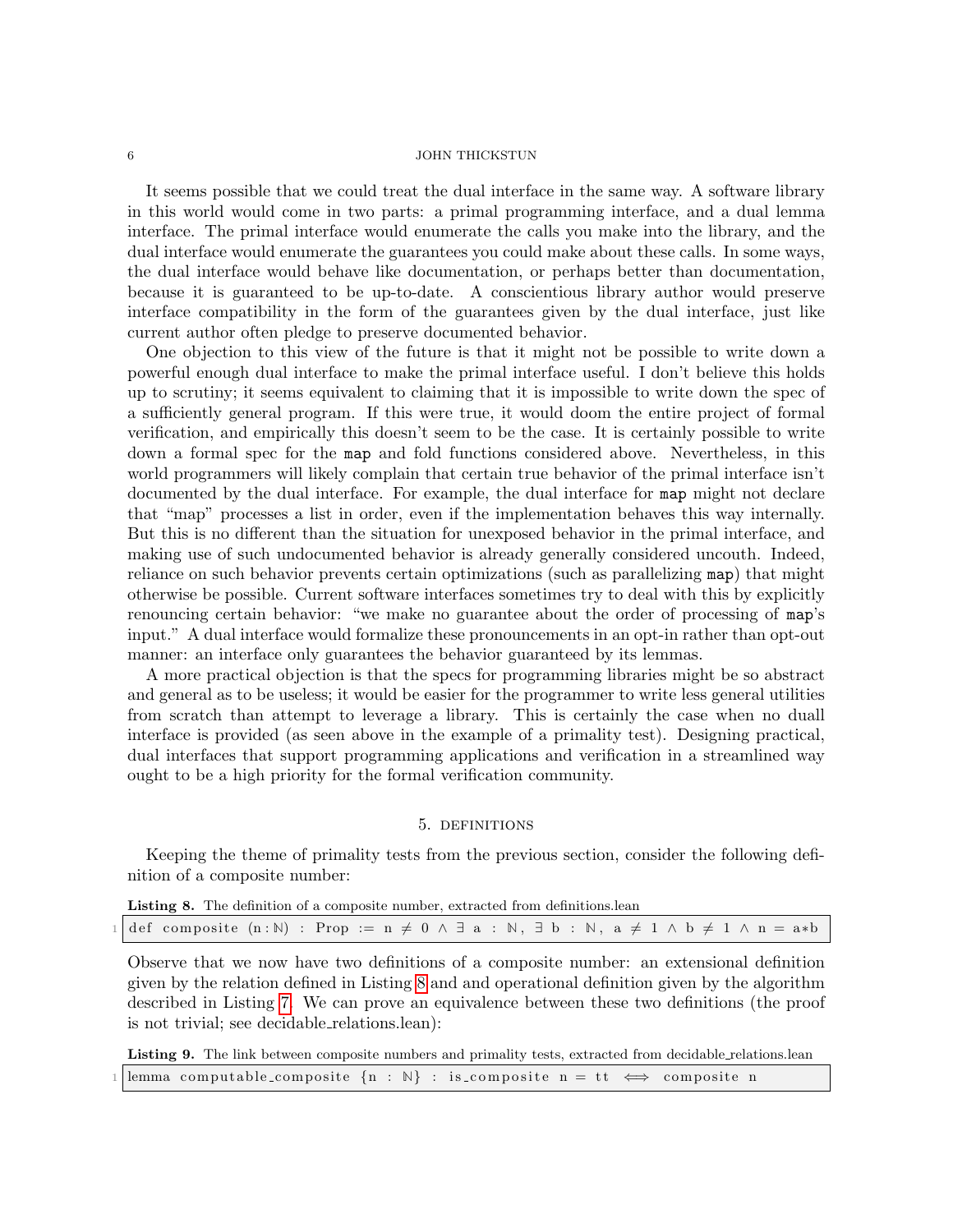It seems possible that we could treat the dual interface in the same way. A software library in this world would come in two parts: a primal programming interface, and a dual lemma interface. The primal interface would enumerate the calls you make into the library, and the dual interface would enumerate the guarantees you could make about these calls. In some ways, the dual interface would behave like documentation, or perhaps better than documentation, because it is guaranteed to be up-to-date. A conscientious library author would preserve interface compatibility in the form of the guarantees given by the dual interface, just like current author often pledge to preserve documented behavior.

One objection to this view of the future is that it might not be possible to write down a powerful enough dual interface to make the primal interface useful. I don't believe this holds up to scrutiny; it seems equivalent to claiming that it is impossible to write down the spec of a sufficiently general program. If this were true, it would doom the entire project of formal verification, and empirically this doesn't seem to be the case. It is certainly possible to write down a formal spec for the `map` and fold functions considered above. Nevertheless, in this world programmers will likely complain that certain true behavior of the primal interface isn't documented by the dual interface. For example, the dual interface for `map` might not declare that "map" processes a list in order, even if the implementation behaves this way internally. But this is no different than the situation for unexposed behavior in the primal interface, and making use of such undocumented behavior is already generally considered uncouth. Indeed, reliance on such behavior prevents certain optimizations (such as parallelizing `map`) that might otherwise be possible. Current software interfaces sometimes try to deal with this by explicitly renouncing certain behavior: "we make no guarantee about the order of processing of `map`'s input." A dual interface would formalize these pronouncements in an opt-in rather than opt-out manner: an interface only guarantees the behavior guaranteed by its lemmas.

A more practical objection is that the specs for programming libraries might be so abstract and general as to be useless; it would be easier for the programmer to write less general utilities from scratch than attempt to leverage a library. This is certainly the case when no duall interface is provided (as seen above in the example of a primality test). Designing practical, dual interfaces that support programming applications and verification in a streamlined way ought to be a high priority for the formal verification community.

## 5. Definitions

Keeping the theme of primality tests from the previous section, consider the following definition of a composite number:

**Listing 8.** The definition of a composite number, extracted from definitions.lean

```
def composite (n:ℕ) : Prop := n ≠ 0 ∧ ∃ a : ℕ, ∃ b : ℕ, a ≠ 1 ∧ b ≠ 1 ∧ n = a*b
```

Observe that we now have two definitions of a composite number: an extensional definition given by the relation defined in Listing 8 and and operational definition given by the algorithm described in Listing 7. We can prove an equivalence between these two definitions (the proof is not trivial; see decidable_relations.lean):

**Listing 9.** The link between composite numbers and primality tests, extracted from decidable_relations.lean

```
lemma computable_composite {n : ℕ} : is_composite n = tt ⟺ composite n
```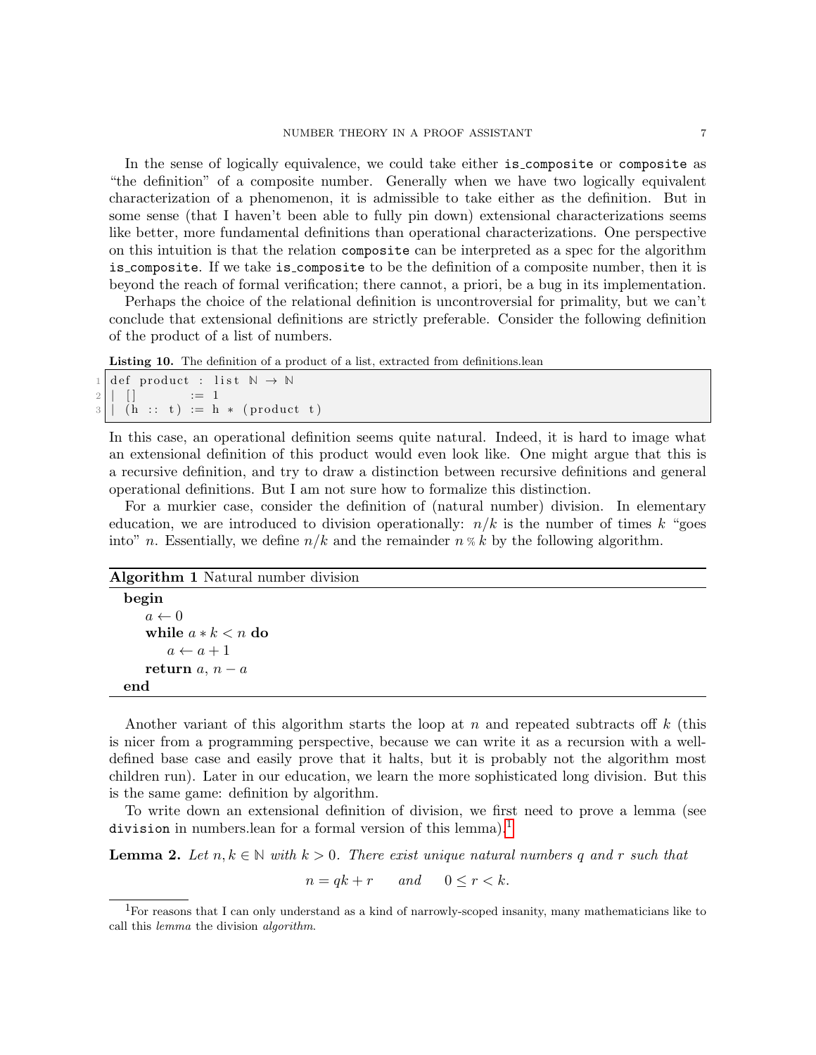In the sense of logically equivalence, we could take either `is_composite` or `composite` as "the definition" of a composite number. Generally when we have two logically equivalent characterization of a phenomenon, it is admissible to take either as the definition. But in some sense (that I haven't been able to fully pin down) extensional characterizations seems like better, more fundamental definitions than operational characterizations. One perspective on this intuition is that the relation `composite` can be interpreted as a spec for the algorithm `is_composite`. If we take `is_composite` to be the definition of a composite number, then it is beyond the reach of formal verification; there cannot, a priori, be a bug in its implementation.

Perhaps the choice of the relational definition is uncontroversial for primality, but we can't conclude that extensional definitions are strictly preferable. Consider the following definition of the product of a list of numbers.

**Listing 10.** The definition of a product of a list, extracted from definitions.lean

```
def product : list ℕ → ℕ
| []        := 1
| (h :: t) := h * (product t)
```

In this case, an operational definition seems quite natural. Indeed, it is hard to image what an extensional definition of this product would even look like. One might argue that this is a recursive definition, and try to draw a distinction between recursive definitions and general operational definitions. But I am not sure how to formalize this distinction.

For a murkier case, consider the definition of (natural number) division. In elementary education, we are introduced to division operationally: $n/k$ is the number of times $k$ "goes into" $n$. Essentially, we define $n/k$ and the remainder $n \% k$ by the following algorithm.

**Algorithm 1** Natural number division

```
begin
    a ← 0
    while a * k < n do
        a ← a + 1
    return a, n − a
end
```

Another variant of this algorithm starts the loop at $n$ and repeated subtracts off $k$ (this is nicer from a programming perspective, because we can write it as a recursion with a well-defined base case and easily prove that it halts, but it is probably not the algorithm most children run). Later in our education, we learn the more sophisticated long division. But this is the same game: definition by algorithm.

To write down an extensional definition of division, we first need to prove a lemma (see `division` in numbers.lean for a formal version of this lemma).[1]

**Lemma 2.** *Let $n, k \in \mathbb{N}$ with $k > 0$. There exist unique natural numbers $q$ and $r$ such that*

$$n = qk + r \quad \text{and} \quad 0 \leq r < k.$$

[1] For reasons that I can only understand as a kind of narrowly-scoped insanity, many mathematicians like to call this *lemma* the division *algorithm*.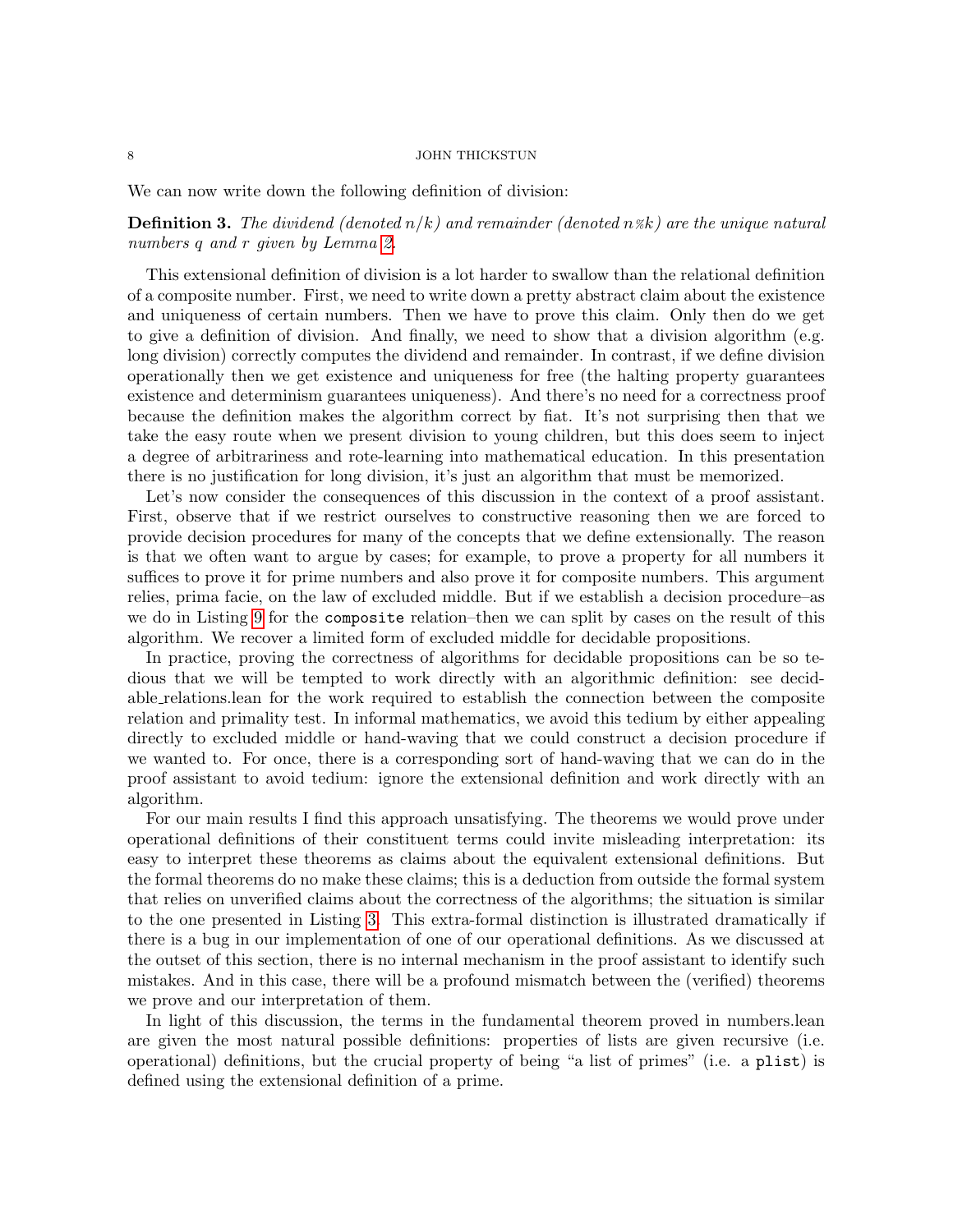We can now write down the following definition of division:

**Definition 3.** *The dividend (denoted $n/k$) and remainder (denoted $n\%k$) are the unique natural numbers $q$ and $r$ given by Lemma 2.*

This extensional definition of division is a lot harder to swallow than the relational definition of a composite number. First, we need to write down a pretty abstract claim about the existence and uniqueness of certain numbers. Then we have to prove this claim. Only then do we get to give a definition of division. And finally, we need to show that a division algorithm (e.g. long division) correctly computes the dividend and remainder. In contrast, if we define division operationally then we get existence and uniqueness for free (the halting property guarantees existence and determinism guarantees uniqueness). And there's no need for a correctness proof because the definition makes the algorithm correct by fiat. It's not surprising then that we take the easy route when we present division to young children, but this does seem to inject a degree of arbitrariness and rote-learning into mathematical education. In this presentation there is no justification for long division, it's just an algorithm that must be memorized.

Let's now consider the consequences of this discussion in the context of a proof assistant. First, observe that if we restrict ourselves to constructive reasoning then we are forced to provide decision procedures for many of the concepts that we define extensionally. The reason is that we often want to argue by cases; for example, to prove a property for all numbers it suffices to prove it for prime numbers and also prove it for composite numbers. This argument relies, prima facie, on the law of excluded middle. But if we establish a decision procedure–as we do in Listing 9 for the `composite` relation–then we can split by cases on the result of this algorithm. We recover a limited form of excluded middle for decidable propositions.

In practice, proving the correctness of algorithms for decidable propositions can be so tedious that we will be tempted to work directly with an algorithmic definition: see decidable_relations.lean for the work required to establish the connection between the composite relation and primality test. In informal mathematics, we avoid this tedium by either appealing directly to excluded middle or hand-waving that we could construct a decision procedure if we wanted to. For once, there is a corresponding sort of hand-waving that we can do in the proof assistant to avoid tedium: ignore the extensional definition and work directly with an algorithm.

For our main results I find this approach unsatisfying. The theorems we would prove under operational definitions of their constituent terms could invite misleading interpretation: its easy to interpret these theorems as claims about the equivalent extensional definitions. But the formal theorems do no make these claims; this is a deduction from outside the formal system that relies on unverified claims about the correctness of the algorithms; the situation is similar to the one presented in Listing 3. This extra-formal distinction is illustrated dramatically if there is a bug in our implementation of one of our operational definitions. As we discussed at the outset of this section, there is no internal mechanism in the proof assistant to identify such mistakes. And in this case, there will be a profound mismatch between the (verified) theorems we prove and our interpretation of them.

In light of this discussion, the terms in the fundamental theorem proved in numbers.lean are given the most natural possible definitions: properties of lists are given recursive (i.e. operational) definitions, but the crucial property of being "a list of primes" (i.e. a `plist`) is defined using the extensional definition of a prime.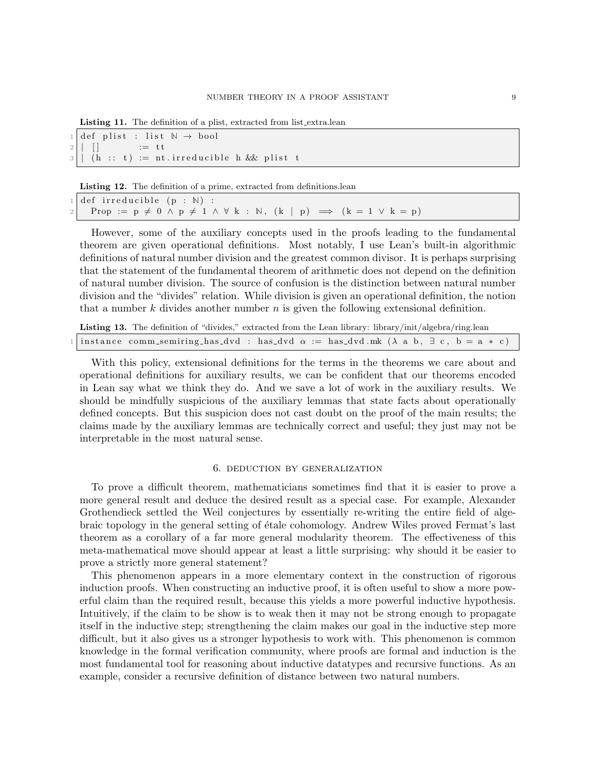**Listing 11.** The definition of a plist, extracted from list_extra.lean

```
def plist : list ℕ → bool
| []        := tt
| (h :: t) := nt.irreducible h && plist t
```

**Listing 12.** The definition of a prime, extracted from definitions.lean

```
def irreducible (p : ℕ) :
  Prop := p ≠ 0 ∧ p ≠ 1 ∧ ∀ k : ℕ, (k ∣ p) ⟹ (k = 1 ∨ k = p)
```

However, some of the auxiliary concepts used in the proofs leading to the fundamental theorem are given operational definitions. Most notably, I use Lean's built-in algorithmic definitions of natural number division and the greatest common divisor. It is perhaps surprising that the statement of the fundamental theorem of arithmetic does not depend on the definition of natural number division. The source of confusion is the distinction between natural number division and the "divides" relation. While division is given an operational definition, the notion that a number $k$ divides another number $n$ is given the following extensional definition.

**Listing 13.** The definition of "divides," extracted from the Lean library: library/init/algebra/ring.lean

```
instance comm_semiring_has_dvd : has_dvd α := has_dvd.mk (λ a b, ∃ c, b = a * c)
```

With this policy, extensional definitions for the terms in the theorems we care about and operational definitions for auxiliary results, we can be confident that our theorems encoded in Lean say what we think they do. And we save a lot of work in the auxiliary results. We should be mindfully suspicious of the auxiliary lemmas that state facts about operationally defined concepts. But this suspicion does not cast doubt on the proof of the main results; the claims made by the auxiliary lemmas are technically correct and useful; they just may not be interpretable in the most natural sense.

## 6. Deduction by generalization

To prove a difficult theorem, mathematicians sometimes find that it is easier to prove a more general result and deduce the desired result as a special case. For example, Alexander Grothendieck settled the Weil conjectures by essentially re-writing the entire field of algebraic topology in the general setting of étale cohomology. Andrew Wiles proved Fermat's last theorem as a corollary of a far more general modularity theorem. The effectiveness of this meta-mathematical move should appear at least a little surprising: why should it be easier to prove a strictly more general statement?

This phenomenon appears in a more elementary context in the construction of rigorous induction proofs. When constructing an inductive proof, it is often useful to show a more powerful claim than the required result, because this yields a more powerful inductive hypothesis. Intuitively, if the claim to be show is to weak then it may not be strong enough to propagate itself in the inductive step; strengthening the claim makes our goal in the inductive step more difficult, but it also gives us a stronger hypothesis to work with. This phenomenon is common knowledge in the formal verification community, where proofs are formal and induction is the most fundamental tool for reasoning about inductive datatypes and recursive functions. As an example, consider a recursive definition of distance between two natural numbers.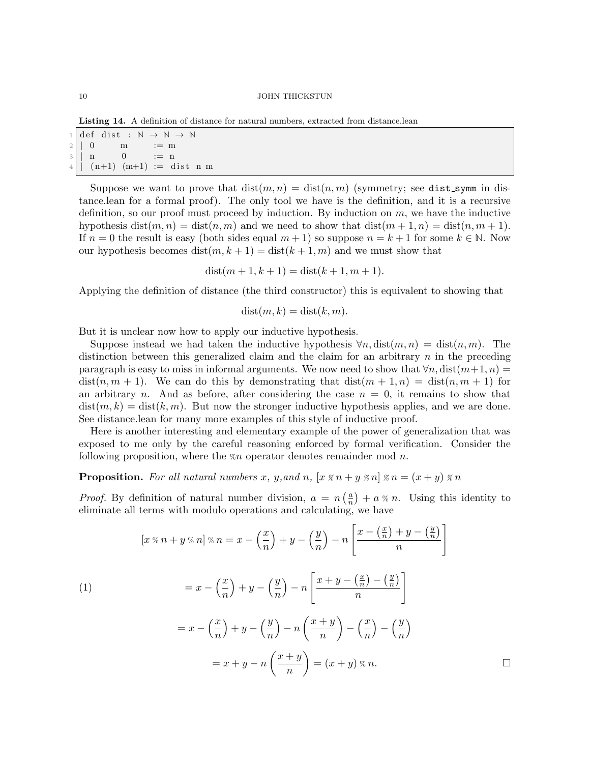**Listing 14.** A definition of distance for natural numbers, extracted from distance.lean

```
def dist : ℕ → ℕ → ℕ
| 0      m      := m
| n      0      := n
| (n+1)  (m+1)  := dist n m
```

Suppose we want to prove that $\text{dist}(m, n) = \text{dist}(n, m)$ (symmetry; see **dist_symm** in distance.lean for a formal proof). The only tool we have is the definition, and it is a recursive definition, so our proof must proceed by induction. By induction on $m$, we have the inductive hypothesis $\text{dist}(m, n) = \text{dist}(n, m)$ and we need to show that $\text{dist}(m + 1, n) = \text{dist}(n, m + 1)$. If $n = 0$ the result is easy (both sides equal $m + 1$) so suppose $n = k + 1$ for some $k \in \mathbb{N}$. Now our hypothesis becomes $\text{dist}(m, k + 1) = \text{dist}(k + 1, m)$ and we must show that

$$\text{dist}(m + 1, k + 1) = \text{dist}(k + 1, m + 1).$$

Applying the definition of distance (the third constructor) this is equivalent to showing that

$$\text{dist}(m, k) = \text{dist}(k, m).$$

But it is unclear now how to apply our inductive hypothesis.

Suppose instead we had taken the inductive hypothesis $\forall n, \text{dist}(m, n) = \text{dist}(n, m)$. The distinction between this generalized claim and the claim for an arbitrary $n$ in the preceding paragraph is easy to miss in informal arguments. We now need to show that $\forall n, \text{dist}(m+1, n) = \text{dist}(n, m + 1)$. We can do this by demonstrating that $\text{dist}(m + 1, n) = \text{dist}(n, m + 1)$ for an arbitrary $n$. And as before, after considering the case $n = 0$, it remains to show that $\text{dist}(m, k) = \text{dist}(k, m)$. But now the stronger inductive hypothesis applies, and we are done. See distance.lean for many more examples of this style of inductive proof.

Here is another interesting and elementary example of the power of generalization that was exposed to me only by the careful reasoning enforced by formal verification. Consider the following proposition, where the $\% n$ operator denotes remainder mod $n$.

**Proposition.** *For all natural numbers $x$, $y$, and $n$, $[x \,\%\, n + y \,\%\, n] \,\%\, n = (x + y) \,\%\, n$*

*Proof.* By definition of natural number division, $a = n\left(\frac{a}{n}\right) + a \,\%\, n$. Using this identity to eliminate all terms with modulo operations and calculating, we have

$$[x \,\%\, n + y \,\%\, n] \,\%\, n = x - \left(\frac{x}{n}\right) + y - \left(\frac{y}{n}\right) - n\left[\frac{x - \left(\frac{x}{n}\right) + y - \left(\frac{y}{n}\right)}{n}\right]$$

$$= x - \left(\frac{x}{n}\right) + y - \left(\frac{y}{n}\right) - n\left[\frac{x + y - \left(\frac{x}{n}\right) - \left(\frac{y}{n}\right)}{n}\right] \tag{1}$$

$$= x - \left(\frac{x}{n}\right) + y - \left(\frac{y}{n}\right) - n\left(\frac{x+y}{n}\right) - \left(\frac{x}{n}\right) - \left(\frac{y}{n}\right)$$

$$= x + y - n\left(\frac{x+y}{n}\right) = (x + y) \,\%\, n.$$

$\square$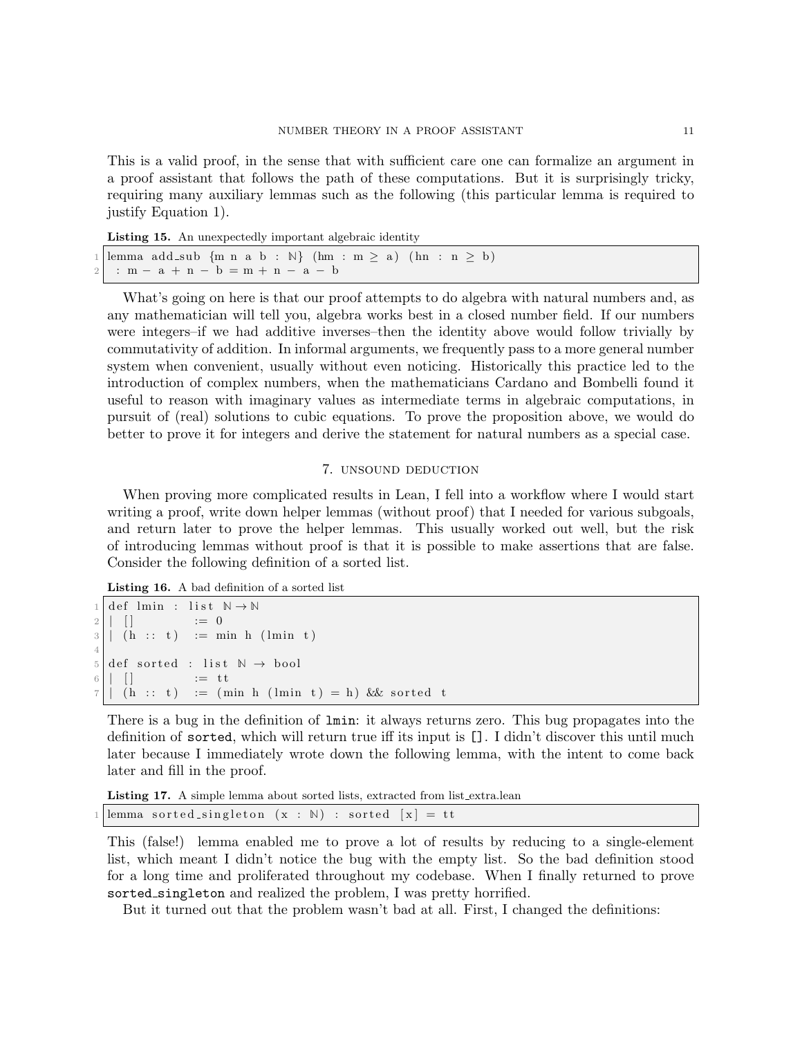This is a valid proof, in the sense that with sufficient care one can formalize an argument in a proof assistant that follows the path of these computations. But it is surprisingly tricky, requiring many auxiliary lemmas such as the following (this particular lemma is required to justify Equation 1).

**Listing 15.** An unexpectedly important algebraic identity

```
lemma add_sub {m n a b : ℕ} (hm : m ≥ a) (hn : n ≥ b)
  : m − a + n − b = m + n − a − b
```

What's going on here is that our proof attempts to do algebra with natural numbers and, as any mathematician will tell you, algebra works best in a closed number field. If our numbers were integers–if we had additive inverses–then the identity above would follow trivially by commutativity of addition. In informal arguments, we frequently pass to a more general number system when convenient, usually without even noticing. Historically this practice led to the introduction of complex numbers, when the mathematicians Cardano and Bombelli found it useful to reason with imaginary values as intermediate terms in algebraic computations, in pursuit of (real) solutions to cubic equations. To prove the proposition above, we would do better to prove it for integers and derive the statement for natural numbers as a special case.

## 7. Unsound deduction

When proving more complicated results in Lean, I fell into a workflow where I would start writing a proof, write down helper lemmas (without proof) that I needed for various subgoals, and return later to prove the helper lemmas. This usually worked out well, but the risk of introducing lemmas without proof is that it is possible to make assertions that are false. Consider the following definition of a sorted list.

**Listing 16.** A bad definition of a sorted list

```
def lmin : list ℕ → ℕ
| []         := 0
| (h :: t)   := min h (lmin t)

def sorted : list ℕ → bool
| []         := tt
| (h :: t)   := (min h (lmin t) = h) && sorted t
```

There is a bug in the definition of `lmin`: it always returns zero. This bug propagates into the definition of `sorted`, which will return true iff its input is `[]`. I didn't discover this until much later because I immediately wrote down the following lemma, with the intent to come back later and fill in the proof.

**Listing 17.** A simple lemma about sorted lists, extracted from list_extra.lean

```
lemma sorted_singleton (x : ℕ) : sorted [x] = tt
```

This (false!) lemma enabled me to prove a lot of results by reducing to a single-element list, which meant I didn't notice the bug with the empty list. So the bad definition stood for a long time and proliferated throughout my codebase. When I finally returned to prove `sorted_singleton` and realized the problem, I was pretty horrified.

But it turned out that the problem wasn't bad at all. First, I changed the definitions: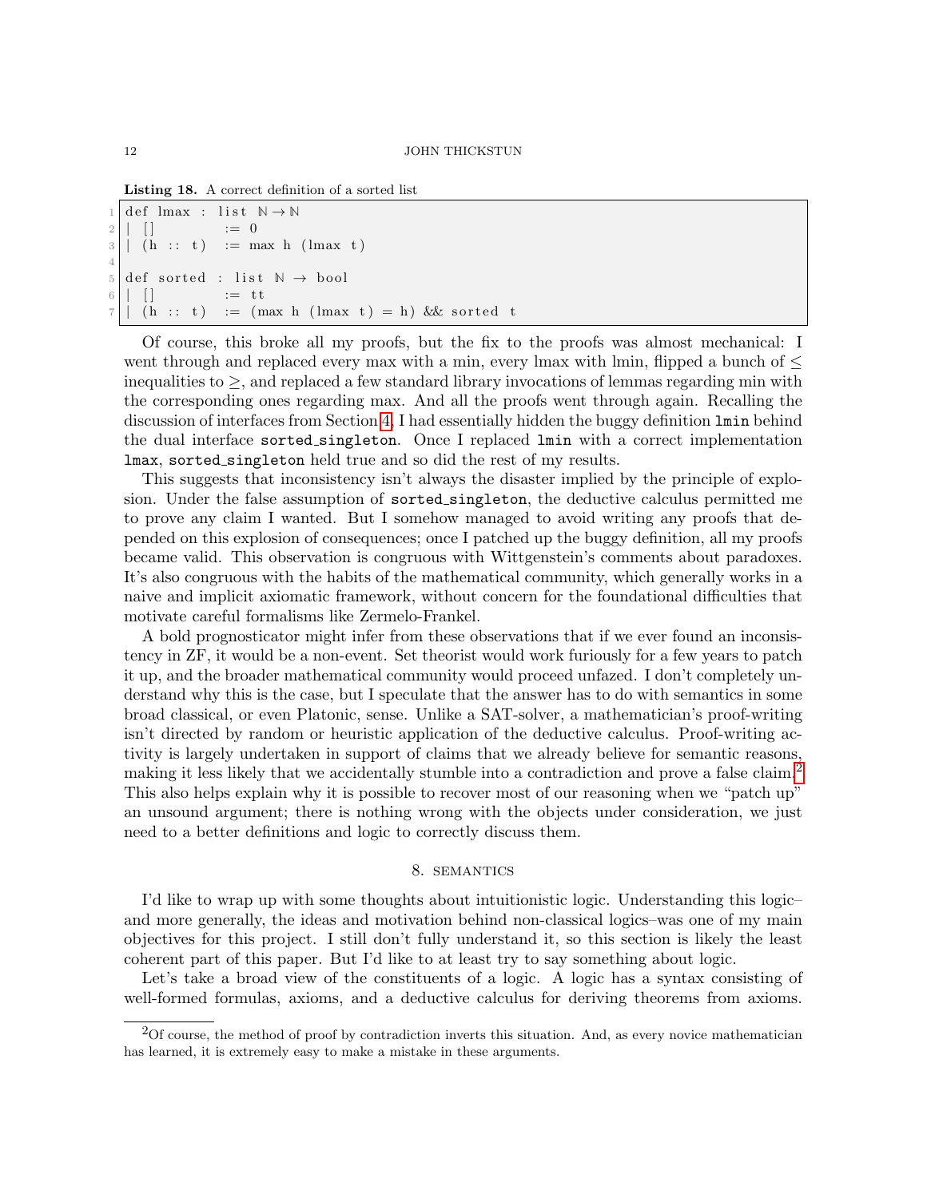**Listing 18.** A correct definition of a sorted list

```
def lmax : list ℕ → ℕ
| []         := 0
| (h :: t)  := max h (lmax t)

def sorted : list ℕ → bool
| []         := tt
| (h :: t)  := (max h (lmax t) = h) && sorted t
```

Of course, this broke all my proofs, but the fix to the proofs was almost mechanical: I went through and replaced every max with a min, every lmax with lmin, flipped a bunch of $\leq$ inequalities to $\geq$, and replaced a few standard library invocations of lemmas regarding min with the corresponding ones regarding max. And all the proofs went through again. Recalling the discussion of interfaces from Section 4, I had essentially hidden the buggy definition `lmin` behind the dual interface `sorted_singleton`. Once I replaced `lmin` with a correct implementation `lmax`, `sorted_singleton` held true and so did the rest of my results.

This suggests that inconsistency isn't always the disaster implied by the principle of explosion. Under the false assumption of `sorted_singleton`, the deductive calculus permitted me to prove any claim I wanted. But I somehow managed to avoid writing any proofs that depended on this explosion of consequences; once I patched up the buggy definition, all my proofs became valid. This observation is congruous with Wittgenstein's comments about paradoxes. It's also congruous with the habits of the mathematical community, which generally works in a naive and implicit axiomatic framework, without concern for the foundational difficulties that motivate careful formalisms like Zermelo-Frankel.

A bold prognosticator might infer from these observations that if we ever found an inconsistency in ZF, it would be a non-event. Set theorist would work furiously for a few years to patch it up, and the broader mathematical community would proceed unfazed. I don't completely understand why this is the case, but I speculate that the answer has to do with semantics in some broad classical, or even Platonic, sense. Unlike a SAT-solver, a mathematician's proof-writing isn't directed by random or heuristic application of the deductive calculus. Proof-writing activity is largely undertaken in support of claims that we already believe for semantic reasons, making it less likely that we accidentally stumble into a contradiction and prove a false claim.[2] This also helps explain why it is possible to recover most of our reasoning when we "patch up" an unsound argument; there is nothing wrong with the objects under consideration, we just need to a better definitions and logic to correctly discuss them.

## 8. Semantics

I'd like to wrap up with some thoughts about intuitionistic logic. Understanding this logic–and more generally, the ideas and motivation behind non-classical logics–was one of my main objectives for this project. I still don't fully understand it, so this section is likely the least coherent part of this paper. But I'd like to at least try to say something about logic.

Let's take a broad view of the constituents of a logic. A logic has a syntax consisting of well-formed formulas, axioms, and a deductive calculus for deriving theorems from axioms.

[2] Of course, the method of proof by contradiction inverts this situation. And, as every novice mathematician has learned, it is extremely easy to make a mistake in these arguments.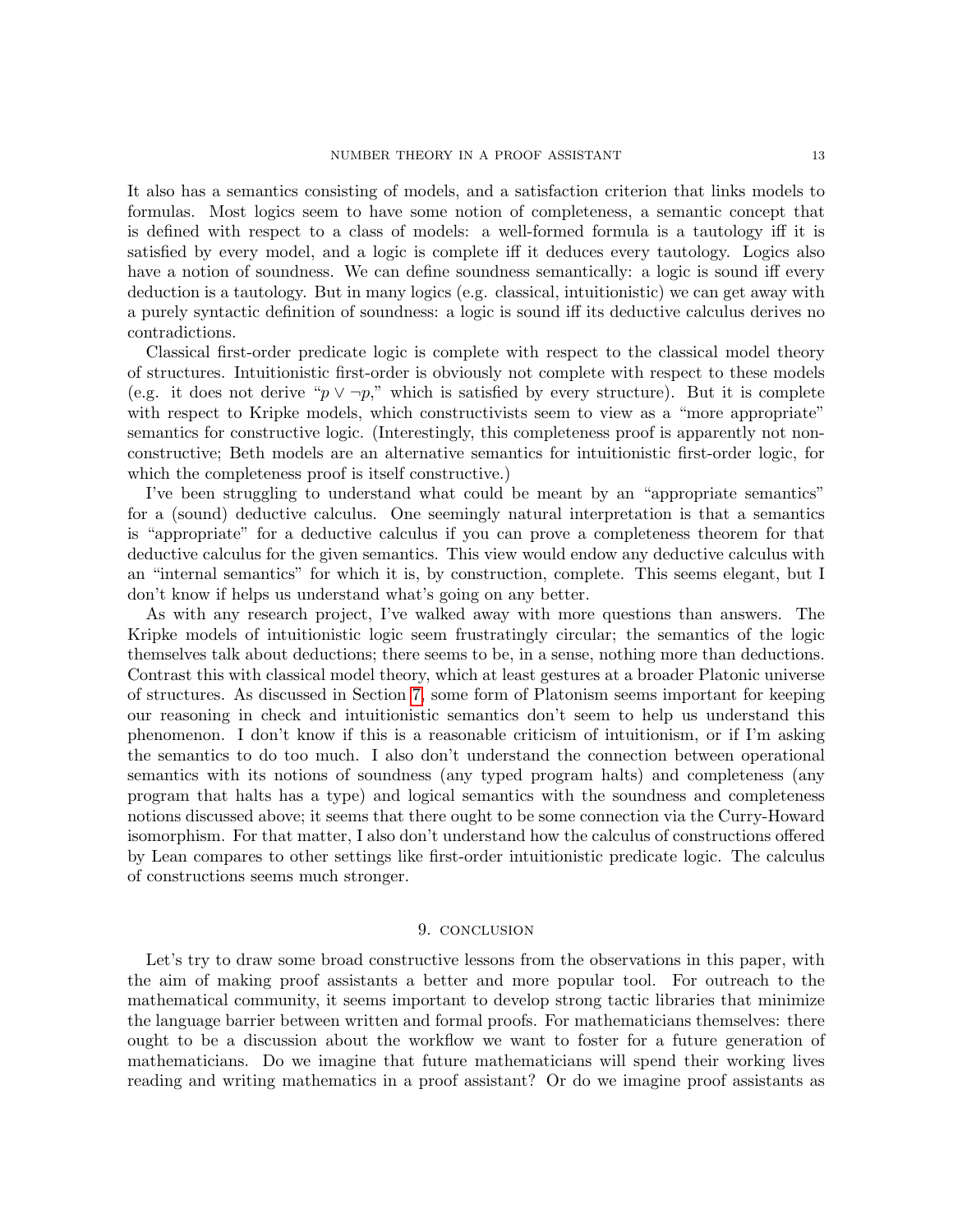It also has a semantics consisting of models, and a satisfaction criterion that links models to formulas. Most logics seem to have some notion of completeness, a semantic concept that is defined with respect to a class of models: a well-formed formula is a tautology iff it is satisfied by every model, and a logic is complete iff it deduces every tautology. Logics also have a notion of soundness. We can define soundness semantically: a logic is sound iff every deduction is a tautology. But in many logics (e.g. classical, intuitionistic) we can get away with a purely syntactic definition of soundness: a logic is sound iff its deductive calculus derives no contradictions.

Classical first-order predicate logic is complete with respect to the classical model theory of structures. Intuitionistic first-order is obviously not complete with respect to these models (e.g. it does not derive "$p \vee \neg p$," which is satisfied by every structure). But it is complete with respect to Kripke models, which constructivists seem to view as a "more appropriate" semantics for constructive logic. (Interestingly, this completeness proof is apparently not non-constructive; Beth models are an alternative semantics for intuitionistic first-order logic, for which the completeness proof is itself constructive.)

I've been struggling to understand what could be meant by an "appropriate semantics" for a (sound) deductive calculus. One seemingly natural interpretation is that a semantics is "appropriate" for a deductive calculus if you can prove a completeness theorem for that deductive calculus for the given semantics. This view would endow any deductive calculus with an "internal semantics" for which it is, by construction, complete. This seems elegant, but I don't know if helps us understand what's going on any better.

As with any research project, I've walked away with more questions than answers. The Kripke models of intuitionistic logic seem frustratingly circular; the semantics of the logic themselves talk about deductions; there seems to be, in a sense, nothing more than deductions. Contrast this with classical model theory, which at least gestures at a broader Platonic universe of structures. As discussed in Section 7, some form of Platonism seems important for keeping our reasoning in check and intuitionistic semantics don't seem to help us understand this phenomenon. I don't know if this is a reasonable criticism of intuitionism, or if I'm asking the semantics to do too much. I also don't understand the connection between operational semantics with its notions of soundness (any typed program halts) and completeness (any program that halts has a type) and logical semantics with the soundness and completeness notions discussed above; it seems that there ought to be some connection via the Curry-Howard isomorphism. For that matter, I also don't understand how the calculus of constructions offered by Lean compares to other settings like first-order intuitionistic predicate logic. The calculus of constructions seems much stronger.

## 9. Conclusion

Let's try to draw some broad constructive lessons from the observations in this paper, with the aim of making proof assistants a better and more popular tool. For outreach to the mathematical community, it seems important to develop strong tactic libraries that minimize the language barrier between written and formal proofs. For mathematicians themselves: there ought to be a discussion about the workflow we want to foster for a future generation of mathematicians. Do we imagine that future mathematicians will spend their working lives reading and writing mathematics in a proof assistant? Or do we imagine proof assistants as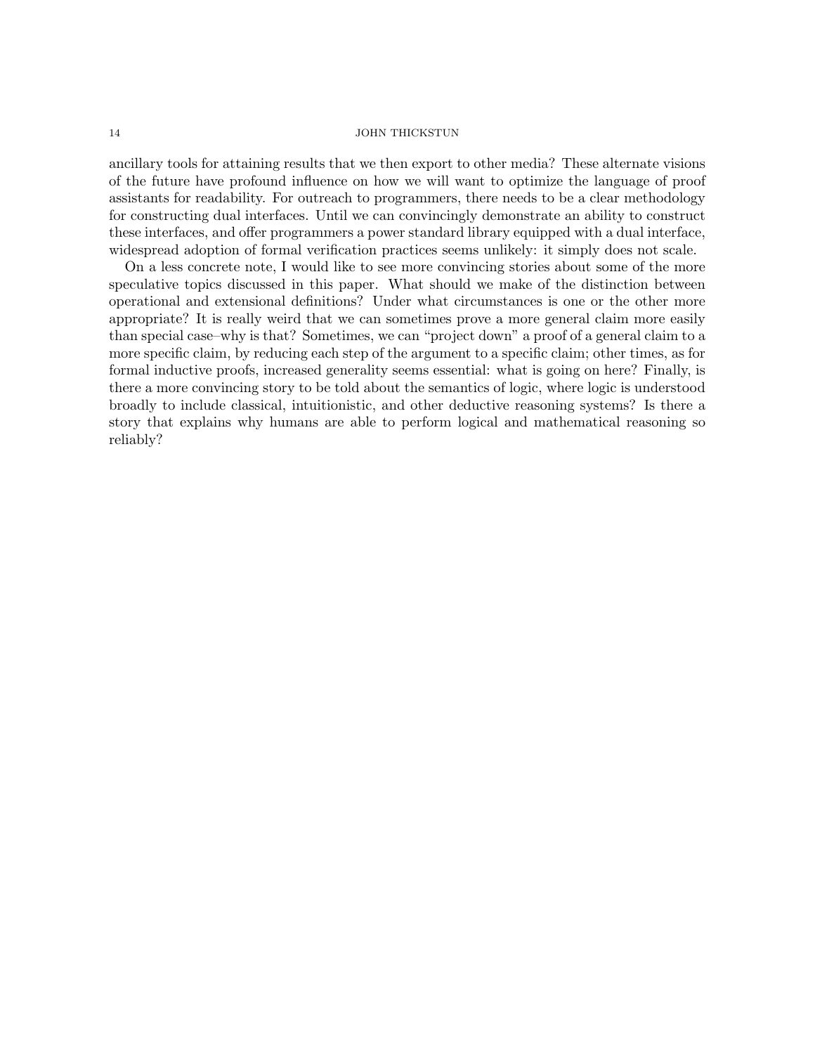ancillary tools for attaining results that we then export to other media? These alternate visions of the future have profound influence on how we will want to optimize the language of proof assistants for readability. For outreach to programmers, there needs to be a clear methodology for constructing dual interfaces. Until we can convincingly demonstrate an ability to construct these interfaces, and offer programmers a power standard library equipped with a dual interface, widespread adoption of formal verification practices seems unlikely: it simply does not scale.

On a less concrete note, I would like to see more convincing stories about some of the more speculative topics discussed in this paper. What should we make of the distinction between operational and extensional definitions? Under what circumstances is one or the other more appropriate? It is really weird that we can sometimes prove a more general claim more easily than special case–why is that? Sometimes, we can "project down" a proof of a general claim to a more specific claim, by reducing each step of the argument to a specific claim; other times, as for formal inductive proofs, increased generality seems essential: what is going on here? Finally, is there a more convincing story to be told about the semantics of logic, where logic is understood broadly to include classical, intuitionistic, and other deductive reasoning systems? Is there a story that explains why humans are able to perform logical and mathematical reasoning so reliably?